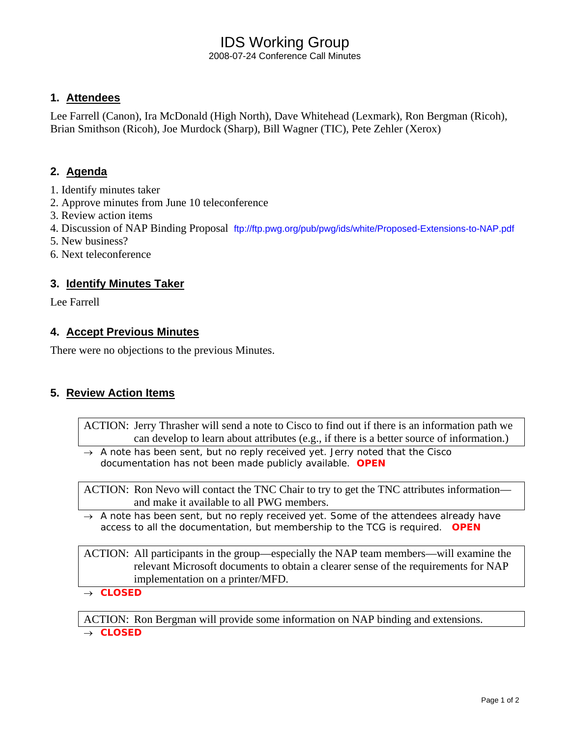# IDS Working Group

2008-07-24 Conference Call Minutes

## 1. Attendees

Lee Farrell (Canon), Ira McDonald (High North), Dave Whitehead (Lexmark), Ron Bergman (Ricoh), Brian Smithson (Ricoh), Joe Murdock (Sharp), Bill Wagner (TIC), Pete Zehler (Xerox)

## 2. Agenda

1. Identify minutes taker
2. Approve minutes from June 10 teleconference
3. Review action items
4. Discussion of NAP Binding Proposal ftp://ftp.pwg.org/pub/pwg/ids/white/Proposed-Extensions-to-NAP.pdf
5. New business?
6. Next teleconference

## 3. Identify Minutes Taker

Lee Farrell

## 4. Accept Previous Minutes

There were no objections to the previous Minutes.

## 5. Review Action Items

ACTION: Jerry Thrasher will send a note to Cisco to find out if there is an information path we can develop to learn about attributes (e.g., if there is a better source of information.)

→ A note has been sent, but no reply received yet. Jerry noted that the Cisco documentation has not been made publicly available. **OPEN**

ACTION: Ron Nevo will contact the TNC Chair to try to get the TNC attributes information—and make it available to all PWG members.

→ A note has been sent, but no reply received yet. Some of the attendees already have access to all the documentation, but membership to the TCG is required. **OPEN**

ACTION: All participants in the group—especially the NAP team members—will examine the relevant Microsoft documents to obtain a clearer sense of the requirements for NAP implementation on a printer/MFD.

→ **CLOSED**

ACTION: Ron Bergman will provide some information on NAP binding and extensions.

→ **CLOSED**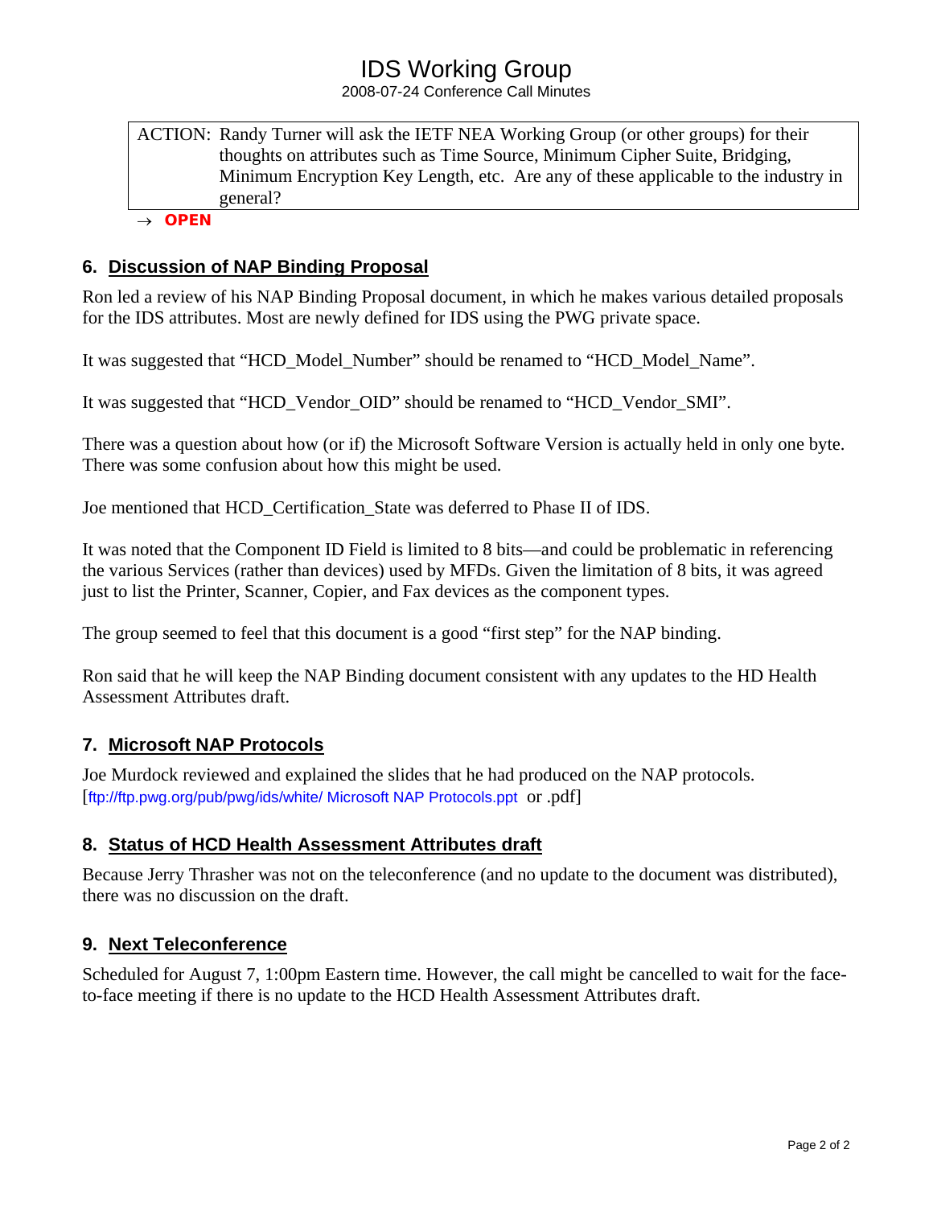# IDS Working Group

2008-07-24 Conference Call Minutes

> ACTION: Randy Turner will ask the IETF NEA Working Group (or other groups) for their thoughts on attributes such as Time Source, Minimum Cipher Suite, Bridging, Minimum Encryption Key Length, etc. Are any of these applicable to the industry in general?

→ **OPEN**

## 6. Discussion of NAP Binding Proposal

Ron led a review of his NAP Binding Proposal document, in which he makes various detailed proposals for the IDS attributes. Most are newly defined for IDS using the PWG private space.

It was suggested that "HCD_Model_Number" should be renamed to "HCD_Model_Name".

It was suggested that "HCD_Vendor_OID" should be renamed to "HCD_Vendor_SMI".

There was a question about how (or if) the Microsoft Software Version is actually held in only one byte. There was some confusion about how this might be used.

Joe mentioned that HCD_Certification_State was deferred to Phase II of IDS.

It was noted that the Component ID Field is limited to 8 bits—and could be problematic in referencing the various Services (rather than devices) used by MFDs. Given the limitation of 8 bits, it was agreed just to list the Printer, Scanner, Copier, and Fax devices as the component types.

The group seemed to feel that this document is a good "first step" for the NAP binding.

Ron said that he will keep the NAP Binding document consistent with any updates to the HD Health Assessment Attributes draft.

## 7. Microsoft NAP Protocols

Joe Murdock reviewed and explained the slides that he had produced on the NAP protocols. [ftp://ftp.pwg.org/pub/pwg/ids/white/ Microsoft NAP Protocols.ppt or .pdf]

## 8. Status of HCD Health Assessment Attributes draft

Because Jerry Thrasher was not on the teleconference (and no update to the document was distributed), there was no discussion on the draft.

## 9. Next Teleconference

Scheduled for August 7, 1:00pm Eastern time. However, the call might be cancelled to wait for the face-to-face meeting if there is no update to the HCD Health Assessment Attributes draft.